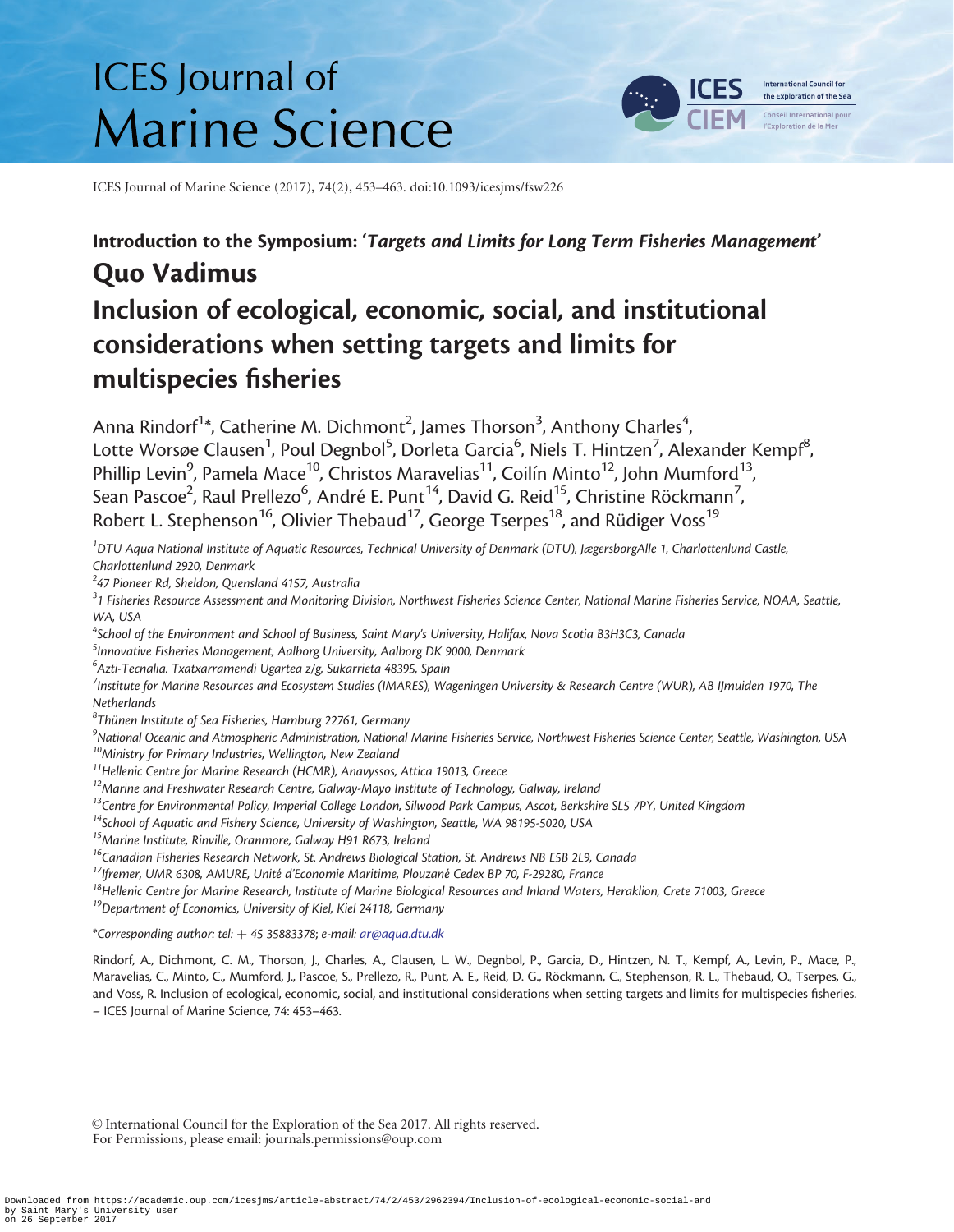# ICES Journal of Marine Science

ICES Journal of Marine Science (2017), 74(2), 453–463. doi:10.1093/icesjms/fsw226

**Introduction to the Symposium: '*Targets and Limits for Long Term Fisheries Management*'**

## Quo Vadimus

# Inclusion of ecological, economic, social, and institutional considerations when setting targets and limits for multispecies fisheries

Anna Rindorf[1]*, Catherine M. Dichmont[2], James Thorson[3], Anthony Charles[4], Lotte Worsøe Clausen[1], Poul Degnbol[5], Dorleta Garcia[6], Niels T. Hintzen[7], Alexander Kempf[8], Phillip Levin[9], Pamela Mace[10], Christos Maravelias[11], Coilín Minto[12], John Mumford[13], Sean Pascoe[2], Raul Prellezo[6], André E. Punt[14], David G. Reid[15], Christine Röckmann[7], Robert L. Stephenson[16], Olivier Thebaud[17], George Tserpes[18], and Rüdiger Voss[19]

[1]*DTU Aqua National Institute of Aquatic Resources, Technical University of Denmark (DTU), JægersborgAlle 1, Charlottenlund Castle, Charlottenlund 2920, Denmark*

[2]*47 Pioneer Rd, Sheldon, Queensland 4157, Australia*

[3]*1 Fisheries Resource Assessment and Monitoring Division, Northwest Fisheries Science Center, National Marine Fisheries Service, NOAA, Seattle, WA, USA*

[4]*School of the Environment and School of Business, Saint Mary's University, Halifax, Nova Scotia B3H3C3, Canada*

[5]*Innovative Fisheries Management, Aalborg University, Aalborg DK 9000, Denmark*

[6]*Azti-Tecnalia. Txatxarramendi Ugartea z/g, Sukarrieta 48395, Spain*

[7]*Institute for Marine Resources and Ecosystem Studies (IMARES), Wageningen University & Research Centre (WUR), AB IJmuiden 1970, The Netherlands*

[8]*Thünen Institute of Sea Fisheries, Hamburg 22761, Germany*

[9]*National Oceanic and Atmospheric Administration, National Marine Fisheries Service, Northwest Fisheries Science Center, Seattle, Washington, USA*

[10]*Ministry for Primary Industries, Wellington, New Zealand*

[11]*Hellenic Centre for Marine Research (HCMR), Anavyssos, Attica 19013, Greece*

[12]*Marine and Freshwater Research Centre, Galway-Mayo Institute of Technology, Galway, Ireland*

[13]*Centre for Environmental Policy, Imperial College London, Silwood Park Campus, Ascot, Berkshire SL5 7PY, United Kingdom*

[14]*School of Aquatic and Fishery Science, University of Washington, Seattle, WA 98195-5020, USA*

[15]*Marine Institute, Rinville, Oranmore, Galway H91 R673, Ireland*

[16]*Canadian Fisheries Research Network, St. Andrews Biological Station, St. Andrews NB E5B 2L9, Canada*

[17]*Ifremer, UMR 6308, AMURE, Unité d'Economie Maritime, Plouzané Cedex BP 70, F-29280, France*

[18]*Hellenic Centre for Marine Research, Institute of Marine Biological Resources and Inland Waters, Heraklion, Crete 71003, Greece*

[19]*Department of Economics, University of Kiel, Kiel 24118, Germany*

*Corresponding author: tel: + 45 35883378; e-mail: ar@aqua.dtu.dk

Rindorf, A., Dichmont, C. M., Thorson, J., Charles, A., Clausen, L. W., Degnbol, P., Garcia, D., Hintzen, N. T., Kempf, A., Levin, P., Mace, P., Maravelias, C., Minto, C., Mumford, J., Pascoe, S., Prellezo, R., Punt, A. E., Reid, D. G., Röckmann, C., Stephenson, R. L., Thebaud, O., Tserpes, G., and Voss, R. Inclusion of ecological, economic, social, and institutional considerations when setting targets and limits for multispecies fisheries. – ICES Journal of Marine Science, 74: 453–463.

© International Council for the Exploration of the Sea 2017. All rights reserved.
For Permissions, please email: journals.permissions@oup.com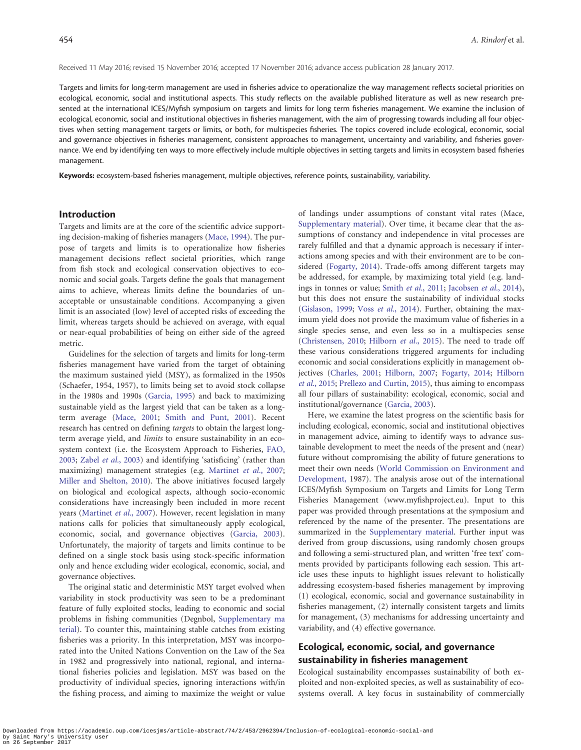Received 11 May 2016; revised 15 November 2016; accepted 17 November 2016; advance access publication 28 January 2017.

Targets and limits for long-term management are used in fisheries advice to operationalize the way management reflects societal priorities on ecological, economic, social and institutional aspects. This study reflects on the available published literature as well as new research presented at the international ICES/Myfish symposium on targets and limits for long term fisheries management. We examine the inclusion of ecological, economic, social and institutional objectives in fisheries management, with the aim of progressing towards including all four objectives when setting management targets or limits, or both, for multispecies fisheries. The topics covered include ecological, economic, social and governance objectives in fisheries management, consistent approaches to management, uncertainty and variability, and fisheries governance. We end by identifying ten ways to more effectively include multiple objectives in setting targets and limits in ecosystem based fisheries management.

**Keywords:** ecosystem-based fisheries management, multiple objectives, reference points, sustainability, variability.

## Introduction

Targets and limits are at the core of the scientific advice supporting decision-making of fisheries managers (Mace, 1994). The purpose of targets and limits is to operationalize how fisheries management decisions reflect societal priorities, which range from fish stock and ecological conservation objectives to economic and social goals. Targets define the goals that management aims to achieve, whereas limits define the boundaries of unacceptable or unsustainable conditions. Accompanying a given limit is an associated (low) level of accepted risks of exceeding the limit, whereas targets should be achieved on average, with equal or near-equal probabilities of being on either side of the agreed metric.

Guidelines for the selection of targets and limits for long-term fisheries management have varied from the target of obtaining the maximum sustained yield (MSY), as formalized in the 1950s (Schaefer, 1954, 1957), to limits being set to avoid stock collapse in the 1980s and 1990s (Garcia, 1995) and back to maximizing sustainable yield as the largest yield that can be taken as a long-term average (Mace, 2001; Smith and Punt, 2001). Recent research has centred on defining *targets* to obtain the largest long-term average yield, and *limits* to ensure sustainability in an ecosystem context (i.e. the Ecosystem Approach to Fisheries, FAO, 2003; Zabel *et al.*, 2003) and identifying 'satisficing' (rather than maximizing) management strategies (e.g. Martinet *et al.*, 2007; Miller and Shelton, 2010). The above initiatives focused largely on biological and ecological aspects, although socio-economic considerations have increasingly been included in more recent years (Martinet *et al.*, 2007). However, recent legislation in many nations calls for policies that simultaneously apply ecological, economic, social, and governance objectives (Garcia, 2003). Unfortunately, the majority of targets and limits continue to be defined on a single stock basis using stock-specific information only and hence excluding wider ecological, economic, social, and governance objectives.

The original static and deterministic MSY target evolved when variability in stock productivity was seen to be a predominant feature of fully exploited stocks, leading to economic and social problems in fishing communities (Degnbol, Supplementary material). To counter this, maintaining stable catches from existing fisheries was a priority. In this interpretation, MSY was incorporated into the United Nations Convention on the Law of the Sea in 1982 and progressively into national, regional, and international fisheries policies and legislation. MSY was based on the productivity of individual species, ignoring interactions with/in the fishing process, and aiming to maximize the weight or value of landings under assumptions of constant vital rates (Mace, Supplementary material). Over time, it became clear that the assumptions of constancy and independence in vital processes are rarely fulfilled and that a dynamic approach is necessary if interactions among species and with their environment are to be considered (Fogarty, 2014). Trade-offs among different targets may be addressed, for example, by maximizing total yield (e.g. landings in tonnes or value; Smith *et al.*, 2011; Jacobsen *et al.*, 2014), but this does not ensure the sustainability of individual stocks (Gislason, 1999; Voss *et al.*, 2014). Further, obtaining the maximum yield does not provide the maximum value of fisheries in a single species sense, and even less so in a multispecies sense (Christensen, 2010; Hilborn *et al.*, 2015). The need to trade off these various considerations triggered arguments for including economic and social considerations explicitly in management objectives (Charles, 2001; Hilborn, 2007; Fogarty, 2014; Hilborn *et al.*, 2015; Prellezo and Curtin, 2015), thus aiming to encompass all four pillars of sustainability: ecological, economic, social and institutional/governance (Garcia, 2003).

Here, we examine the latest progress on the scientific basis for including ecological, economic, social and institutional objectives in management advice, aiming to identify ways to advance sustainable development to meet the needs of the present and (near) future without compromising the ability of future generations to meet their own needs (World Commission on Environment and Development, 1987). The analysis arose out of the international ICES/Myfish Symposium on Targets and Limits for Long Term Fisheries Management (www.myfishproject.eu). Input to this paper was provided through presentations at the symposium and referenced by the name of the presenter. The presentations are summarized in the Supplementary material. Further input was derived from group discussions, using randomly chosen groups and following a semi-structured plan, and written 'free text' comments provided by participants following each session. This article uses these inputs to highlight issues relevant to holistically addressing ecosystem-based fisheries management by improving (1) ecological, economic, social and governance sustainability in fisheries management, (2) internally consistent targets and limits for management, (3) mechanisms for addressing uncertainty and variability, and (4) effective governance.

## Ecological, economic, social, and governance sustainability in fisheries management

Ecological sustainability encompasses sustainability of both exploited and non-exploited species, as well as sustainability of ecosystems overall. A key focus in sustainability of commercially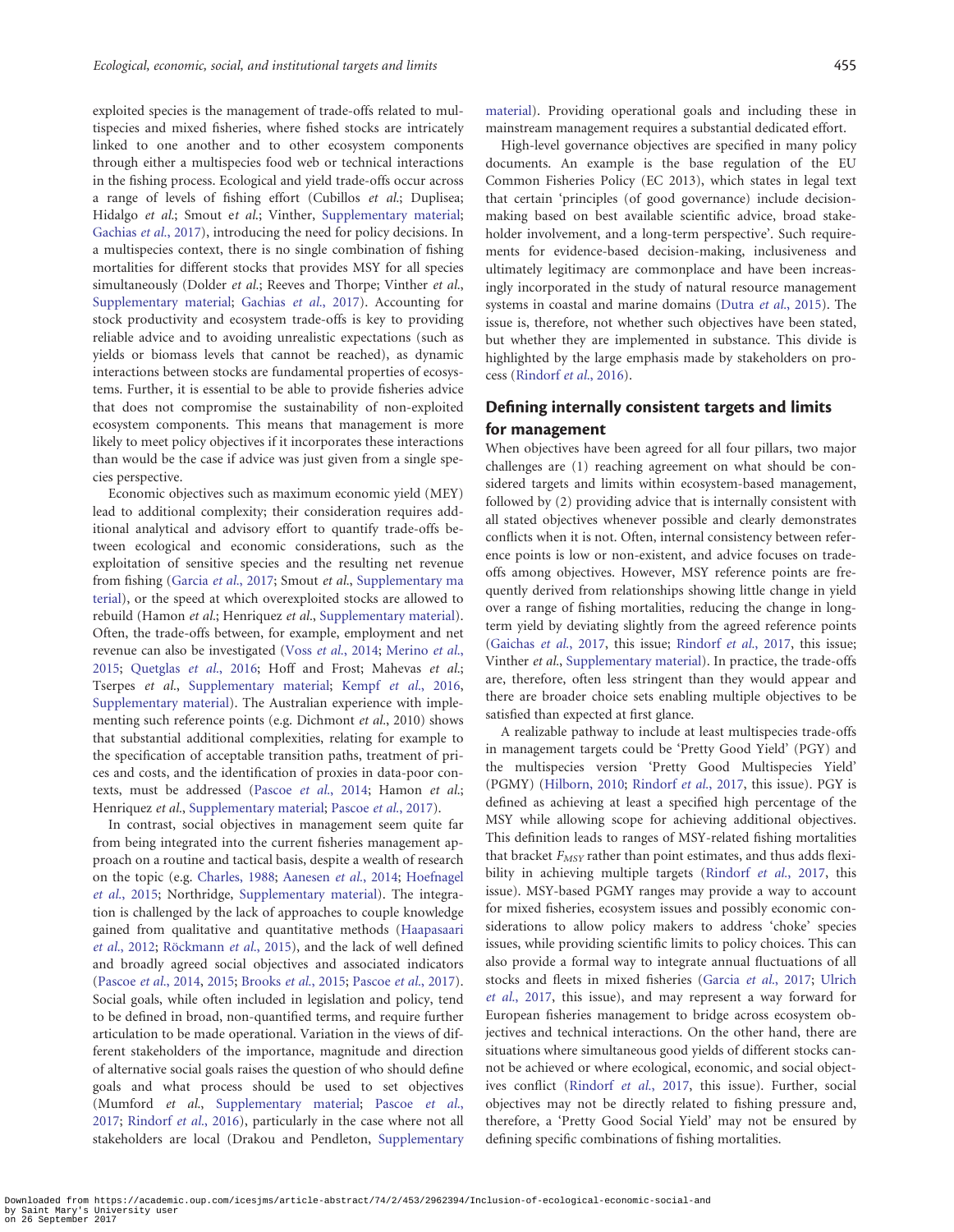exploited species is the management of trade-offs related to multispecies and mixed fisheries, where fished stocks are intricately linked to one another and to other ecosystem components through either a multispecies food web or technical interactions in the fishing process. Ecological and yield trade-offs occur across a range of levels of fishing effort (Cubillos *et al.*; Duplisea; Hidalgo *et al.*; Smout *et al.*; Vinther, Supplementary material; Gachias *et al.*, 2017), introducing the need for policy decisions. In a multispecies context, there is no single combination of fishing mortalities for different stocks that provides MSY for all species simultaneously (Dolder *et al.*; Reeves and Thorpe; Vinther *et al.*, Supplementary material; Gachias *et al.*, 2017). Accounting for stock productivity and ecosystem trade-offs is key to providing reliable advice and to avoiding unrealistic expectations (such as yields or biomass levels that cannot be reached), as dynamic interactions between stocks are fundamental properties of ecosystems. Further, it is essential to be able to provide fisheries advice that does not compromise the sustainability of non-exploited ecosystem components. This means that management is more likely to meet policy objectives if it incorporates these interactions than would be the case if advice was just given from a single species perspective.

Economic objectives such as maximum economic yield (MEY) lead to additional complexity; their consideration requires additional analytical and advisory effort to quantify trade-offs between ecological and economic considerations, such as the exploitation of sensitive species and the resulting net revenue from fishing (Garcia *et al.*, 2017; Smout *et al.*, Supplementary material), or the speed at which overexploited stocks are allowed to rebuild (Hamon *et al.*; Henriquez *et al.*, Supplementary material). Often, the trade-offs between, for example, employment and net revenue can also be investigated (Voss *et al.*, 2014; Merino *et al.*, 2015; Quetglas *et al.*, 2016; Hoff and Frost; Mahevas *et al.*; Tserpes *et al.*, Supplementary material; Kempf *et al.*, 2016, Supplementary material). The Australian experience with implementing such reference points (e.g. Dichmont *et al.*, 2010) shows that substantial additional complexities, relating for example to the specification of acceptable transition paths, treatment of prices and costs, and the identification of proxies in data-poor contexts, must be addressed (Pascoe *et al.*, 2014; Hamon *et al.*; Henriquez *et al.*, Supplementary material; Pascoe *et al.*, 2017).

In contrast, social objectives in management seem quite far from being integrated into the current fisheries management approach on a routine and tactical basis, despite a wealth of research on the topic (e.g. Charles, 1988; Aanesen *et al.*, 2014; Hoefnagel *et al.*, 2015; Northridge, Supplementary material). The integration is challenged by the lack of approaches to couple knowledge gained from qualitative and quantitative methods (Haapasaari *et al.*, 2012; Röckmann *et al.*, 2015), and the lack of well defined and broadly agreed social objectives and associated indicators (Pascoe *et al.*, 2014, 2015; Brooks *et al.*, 2015; Pascoe *et al.*, 2017). Social goals, while often included in legislation and policy, tend to be defined in broad, non-quantified terms, and require further articulation to be made operational. Variation in the views of different stakeholders of the importance, magnitude and direction of alternative social goals raises the question of who should define goals and what process should be used to set objectives (Mumford *et al.*, Supplementary material; Pascoe *et al.*, 2017; Rindorf *et al.*, 2016), particularly in the case where not all stakeholders are local (Drakou and Pendleton, Supplementary material). Providing operational goals and including these in mainstream management requires a substantial dedicated effort.

High-level governance objectives are specified in many policy documents. An example is the base regulation of the EU Common Fisheries Policy (EC 2013), which states in legal text that certain 'principles (of good governance) include decision-making based on best available scientific advice, broad stakeholder involvement, and a long-term perspective'. Such requirements for evidence-based decision-making, inclusiveness and ultimately legitimacy are commonplace and have been increasingly incorporated in the study of natural resource management systems in coastal and marine domains (Dutra *et al.*, 2015). The issue is, therefore, not whether such objectives have been stated, but whether they are implemented in substance. This divide is highlighted by the large emphasis made by stakeholders on process (Rindorf *et al.*, 2016).

## Defining internally consistent targets and limits for management

When objectives have been agreed for all four pillars, two major challenges are (1) reaching agreement on what should be considered targets and limits within ecosystem-based management, followed by (2) providing advice that is internally consistent with all stated objectives whenever possible and clearly demonstrates conflicts when it is not. Often, internal consistency between reference points is low or non-existent, and advice focuses on trade-offs among objectives. However, MSY reference points are frequently derived from relationships showing little change in yield over a range of fishing mortalities, reducing the change in long-term yield by deviating slightly from the agreed reference points (Gaichas *et al.*, 2017, this issue; Rindorf *et al.*, 2017, this issue; Vinther *et al.*, Supplementary material). In practice, the trade-offs are, therefore, often less stringent than they would appear and there are broader choice sets enabling multiple objectives to be satisfied than expected at first glance.

A realizable pathway to include at least multispecies trade-offs in management targets could be 'Pretty Good Yield' (PGY) and the multispecies version 'Pretty Good Multispecies Yield' (PGMY) (Hilborn, 2010; Rindorf *et al.*, 2017, this issue). PGY is defined as achieving at least a specified high percentage of the MSY while allowing scope for achieving additional objectives. This definition leads to ranges of MSY-related fishing mortalities that bracket $F_{MSY}$ rather than point estimates, and thus adds flexibility in achieving multiple targets (Rindorf *et al.*, 2017, this issue). MSY-based PGMY ranges may provide a way to account for mixed fisheries, ecosystem issues and possibly economic considerations to allow policy makers to address 'choke' species issues, while providing scientific limits to policy choices. This can also provide a formal way to integrate annual fluctuations of all stocks and fleets in mixed fisheries (Garcia *et al.*, 2017; Ulrich *et al.*, 2017, this issue), and may represent a way forward for European fisheries management to bridge across ecosystem objectives and technical interactions. On the other hand, there are situations where simultaneous good yields of different stocks cannot be achieved or where ecological, economic, and social objectives conflict (Rindorf *et al.*, 2017, this issue). Further, social objectives may not be directly related to fishing pressure and, therefore, a 'Pretty Good Social Yield' may not be ensured by defining specific combinations of fishing mortalities.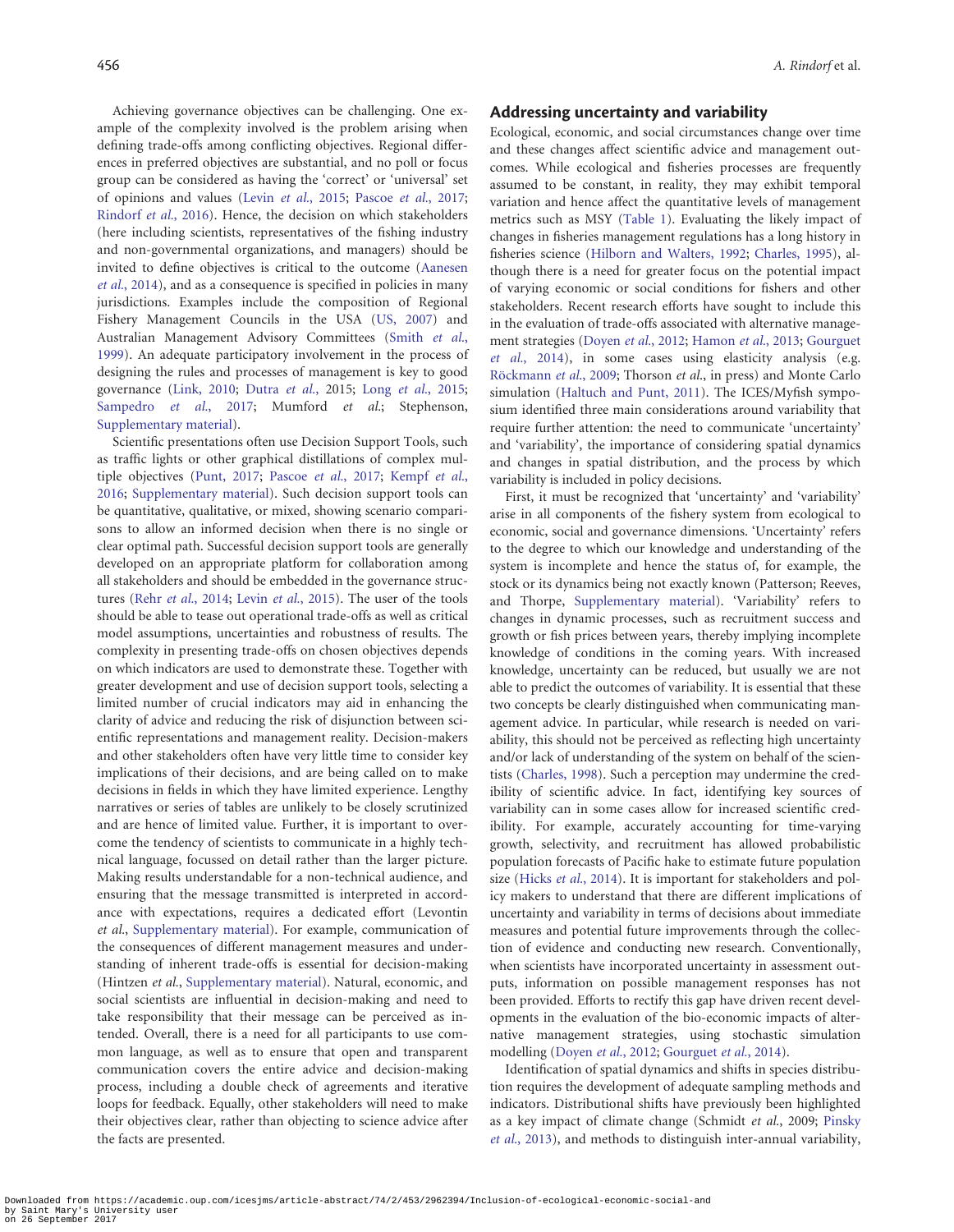Achieving governance objectives can be challenging. One example of the complexity involved is the problem arising when defining trade-offs among conflicting objectives. Regional differences in preferred objectives are substantial, and no poll or focus group can be considered as having the 'correct' or 'universal' set of opinions and values (Levin *et al.*, 2015; Pascoe *et al.*, 2017; Rindorf *et al.*, 2016). Hence, the decision on which stakeholders (here including scientists, representatives of the fishing industry and non-governmental organizations, and managers) should be invited to define objectives is critical to the outcome (Aanesen *et al.*, 2014), and as a consequence is specified in policies in many jurisdictions. Examples include the composition of Regional Fishery Management Councils in the USA (US, 2007) and Australian Management Advisory Committees (Smith *et al.*, 1999). An adequate participatory involvement in the process of designing the rules and processes of management is key to good governance (Link, 2010; Dutra *et al.*, 2015; Long *et al.*, 2015; Sampedro *et al.*, 2017; Mumford *et al.*; Stephenson, Supplementary material).

Scientific presentations often use Decision Support Tools, such as traffic lights or other graphical distillations of complex multiple objectives (Punt, 2017; Pascoe *et al.*, 2017; Kempf *et al.*, 2016; Supplementary material). Such decision support tools can be quantitative, qualitative, or mixed, showing scenario comparisons to allow an informed decision when there is no single or clear optimal path. Successful decision support tools are generally developed on an appropriate platform for collaboration among all stakeholders and should be embedded in the governance structures (Rehr *et al.*, 2014; Levin *et al.*, 2015). The user of the tools should be able to tease out operational trade-offs as well as critical model assumptions, uncertainties and robustness of results. The complexity in presenting trade-offs on chosen objectives depends on which indicators are used to demonstrate these. Together with greater development and use of decision support tools, selecting a limited number of crucial indicators may aid in enhancing the clarity of advice and reducing the risk of disjunction between scientific representations and management reality. Decision-makers and other stakeholders often have very little time to consider key implications of their decisions, and are being called on to make decisions in fields in which they have limited experience. Lengthy narratives or series of tables are unlikely to be closely scrutinized and are hence of limited value. Further, it is important to overcome the tendency of scientists to communicate in a highly technical language, focussed on detail rather than the larger picture. Making results understandable for a non-technical audience, and ensuring that the message transmitted is interpreted in accordance with expectations, requires a dedicated effort (Levontin *et al.*, Supplementary material). For example, communication of the consequences of different management measures and understanding of inherent trade-offs is essential for decision-making (Hintzen *et al.*, Supplementary material). Natural, economic, and social scientists are influential in decision-making and need to take responsibility that their message can be perceived as intended. Overall, there is a need for all participants to use common language, as well as to ensure that open and transparent communication covers the entire advice and decision-making process, including a double check of agreements and iterative loops for feedback. Equally, other stakeholders will need to make their objectives clear, rather than objecting to science advice after the facts are presented.

## Addressing uncertainty and variability

Ecological, economic, and social circumstances change over time and these changes affect scientific advice and management outcomes. While ecological and fisheries processes are frequently assumed to be constant, in reality, they may exhibit temporal variation and hence affect the quantitative levels of management metrics such as MSY (Table 1). Evaluating the likely impact of changes in fisheries management regulations has a long history in fisheries science (Hilborn and Walters, 1992; Charles, 1995), although there is a need for greater focus on the potential impact of varying economic or social conditions for fishers and other stakeholders. Recent research efforts have sought to include this in the evaluation of trade-offs associated with alternative management strategies (Doyen *et al.*, 2012; Hamon *et al.*, 2013; Gourguet *et al.*, 2014), in some cases using elasticity analysis (e.g. Röckmann *et al.*, 2009; Thorson *et al.*, in press) and Monte Carlo simulation (Haltuch and Punt, 2011). The ICES/Myfish symposium identified three main considerations around variability that require further attention: the need to communicate 'uncertainty' and 'variability', the importance of considering spatial dynamics and changes in spatial distribution, and the process by which variability is included in policy decisions.

First, it must be recognized that 'uncertainty' and 'variability' arise in all components of the fishery system from ecological to economic, social and governance dimensions. 'Uncertainty' refers to the degree to which our knowledge and understanding of the system is incomplete and hence the status of, for example, the stock or its dynamics being not exactly known (Patterson; Reeves, and Thorpe, Supplementary material). 'Variability' refers to changes in dynamic processes, such as recruitment success and growth or fish prices between years, thereby implying incomplete knowledge of conditions in the coming years. With increased knowledge, uncertainty can be reduced, but usually we are not able to predict the outcomes of variability. It is essential that these two concepts be clearly distinguished when communicating management advice. In particular, while research is needed on variability, this should not be perceived as reflecting high uncertainty and/or lack of understanding of the system on behalf of the scientists (Charles, 1998). Such a perception may undermine the credibility of scientific advice. In fact, identifying key sources of variability can in some cases allow for increased scientific credibility. For example, accurately accounting for time-varying growth, selectivity, and recruitment has allowed probabilistic population forecasts of Pacific hake to estimate future population size (Hicks *et al.*, 2014). It is important for stakeholders and policy makers to understand that there are different implications of uncertainty and variability in terms of decisions about immediate measures and potential future improvements through the collection of evidence and conducting new research. Conventionally, when scientists have incorporated uncertainty in assessment outputs, information on possible management responses has not been provided. Efforts to rectify this gap have driven recent developments in the evaluation of the bio-economic impacts of alternative management strategies, using stochastic simulation modelling (Doyen *et al.*, 2012; Gourguet *et al.*, 2014).

Identification of spatial dynamics and shifts in species distribution requires the development of adequate sampling methods and indicators. Distributional shifts have previously been highlighted as a key impact of climate change (Schmidt *et al.*, 2009; Pinsky *et al.*, 2013), and methods to distinguish inter-annual variability,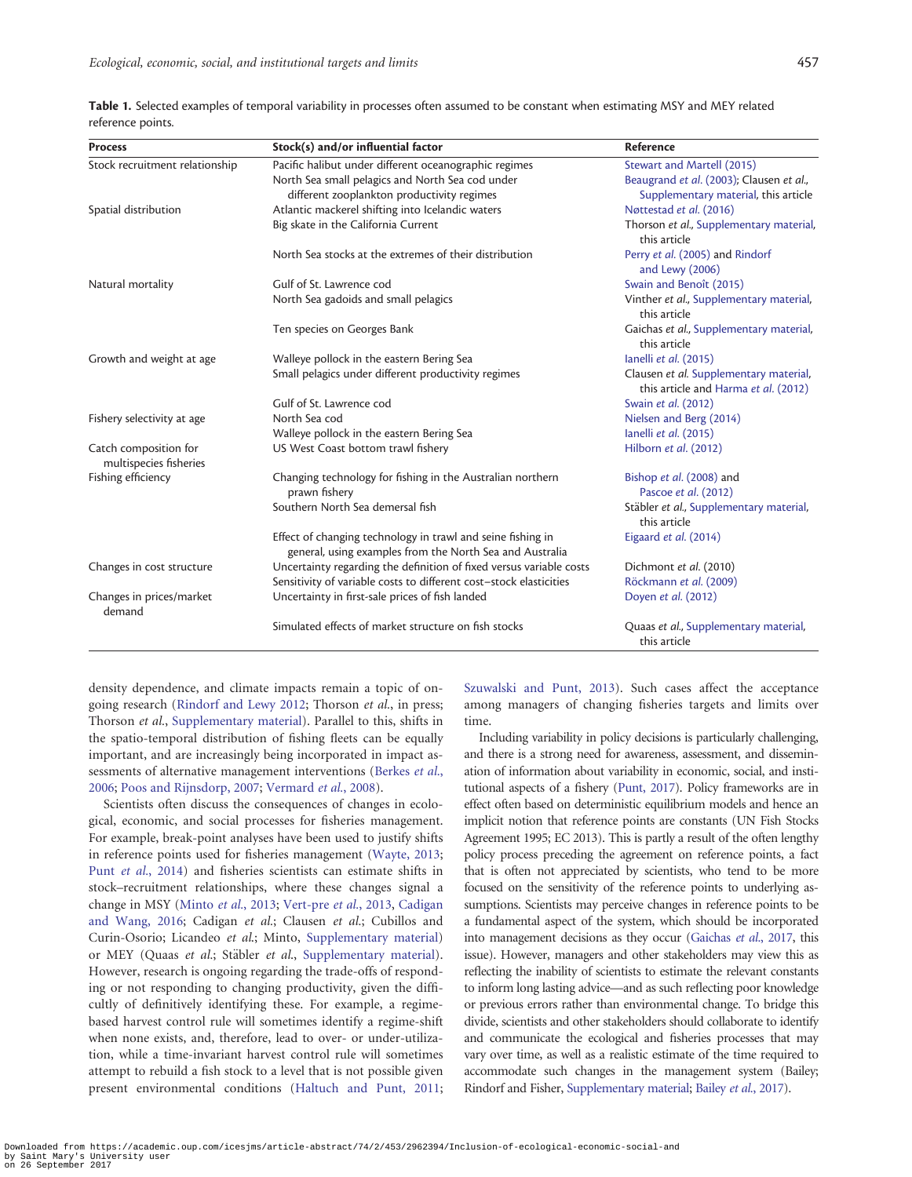**Table 1.** Selected examples of temporal variability in processes often assumed to be constant when estimating MSY and MEY related reference points.

| Process | Stock(s) and/or influential factor | Reference |
|---|---|---|
| Stock recruitment relationship | Pacific halibut under different oceanographic regimes | Stewart and Martell (2015) |
| | North Sea small pelagics and North Sea cod under different zooplankton productivity regimes | Beaugrand *et al.* (2003); Clausen *et al.*, Supplementary material, this article |
| Spatial distribution | Atlantic mackerel shifting into Icelandic waters | Nøttestad *et al.* (2016) |
| | Big skate in the California Current | Thorson *et al.*, Supplementary material, this article |
| | North Sea stocks at the extremes of their distribution | Perry *et al.* (2005) and Rindorf and Lewy (2006) |
| Natural mortality | Gulf of St. Lawrence cod | Swain and Benoît (2015) |
| | North Sea gadoids and small pelagics | Vinther *et al.*, Supplementary material, this article |
| | Ten species on Georges Bank | Gaichas *et al.*, Supplementary material, this article |
| Growth and weight at age | Walleye pollock in the eastern Bering Sea | Ianelli *et al.* (2015) |
| | Small pelagics under different productivity regimes | Clausen *et al.* Supplementary material, this article and Harma *et al.* (2012) |
| | Gulf of St. Lawrence cod | Swain *et al.* (2012) |
| Fishery selectivity at age | North Sea cod | Nielsen and Berg (2014) |
| | Walleye pollock in the eastern Bering Sea | Ianelli *et al.* (2015) |
| Catch composition for multispecies fisheries | US West Coast bottom trawl fishery | Hilborn *et al.* (2012) |
| Fishing efficiency | Changing technology for fishing in the Australian northern prawn fishery | Bishop *et al.* (2008) and Pascoe *et al.* (2012) |
| | Southern North Sea demersal fish | Stäbler *et al.*, Supplementary material, this article |
| | Effect of changing technology in trawl and seine fishing in general, using examples from the North Sea and Australia | Eigaard *et al.* (2014) |
| Changes in cost structure | Uncertainty regarding the definition of fixed versus variable costs | Dichmont *et al.* (2010) |
| | Sensitivity of variable costs to different cost–stock elasticities | Röckmann *et al.* (2009) |
| Changes in prices/market demand | Uncertainty in first-sale prices of fish landed | Doyen *et al.* (2012) |
| | Simulated effects of market structure on fish stocks | Quaas *et al.*, Supplementary material, this article |

density dependence, and climate impacts remain a topic of ongoing research (Rindorf and Lewy 2012; Thorson *et al.*, in press; Thorson *et al.*, Supplementary material). Parallel to this, shifts in the spatio-temporal distribution of fishing fleets can be equally important, and are increasingly being incorporated in impact assessments of alternative management interventions (Berkes *et al.*, 2006; Poos and Rijnsdorp, 2007; Vermard *et al.*, 2008).

Scientists often discuss the consequences of changes in ecological, economic, and social processes for fisheries management. For example, break-point analyses have been used to justify shifts in reference points used for fisheries management (Wayte, 2013; Punt *et al.*, 2014) and fisheries scientists can estimate shifts in stock–recruitment relationships, where these changes signal a change in MSY (Minto *et al.*, 2013; Vert-pre *et al.*, 2013, Cadigan and Wang, 2016; Cadigan *et al.*; Clausen *et al.*; Cubillos and Curin-Osorio; Licandeo *et al.*; Minto, Supplementary material) or MEY (Quaas *et al.*; Stäbler *et al.*, Supplementary material). However, research is ongoing regarding the trade-offs of responding or not responding to changing productivity, given the difficultly of definitively identifying these. For example, a regime-based harvest control rule will sometimes identify a regime-shift when none exists, and, therefore, lead to over- or under-utilization, while a time-invariant harvest control rule will sometimes attempt to rebuild a fish stock to a level that is not possible given present environmental conditions (Haltuch and Punt, 2011; Szuwalski and Punt, 2013). Such cases affect the acceptance among managers of changing fisheries targets and limits over time.

Including variability in policy decisions is particularly challenging, and there is a strong need for awareness, assessment, and dissemination of information about variability in economic, social, and institutional aspects of a fishery (Punt, 2017). Policy frameworks are in effect often based on deterministic equilibrium models and hence an implicit notion that reference points are constants (UN Fish Stocks Agreement 1995; EC 2013). This is partly a result of the often lengthy policy process preceding the agreement on reference points, a fact that is often not appreciated by scientists, who tend to be more focused on the sensitivity of the reference points to underlying assumptions. Scientists may perceive changes in reference points to be a fundamental aspect of the system, which should be incorporated into management decisions as they occur (Gaichas *et al.*, 2017, this issue). However, managers and other stakeholders may view this as reflecting the inability of scientists to estimate the relevant constants to inform long lasting advice—and as such reflecting poor knowledge or previous errors rather than environmental change. To bridge this divide, scientists and other stakeholders should collaborate to identify and communicate the ecological and fisheries processes that may vary over time, as well as a realistic estimate of the time required to accommodate such changes in the management system (Bailey; Rindorf and Fisher, Supplementary material; Bailey *et al.*, 2017).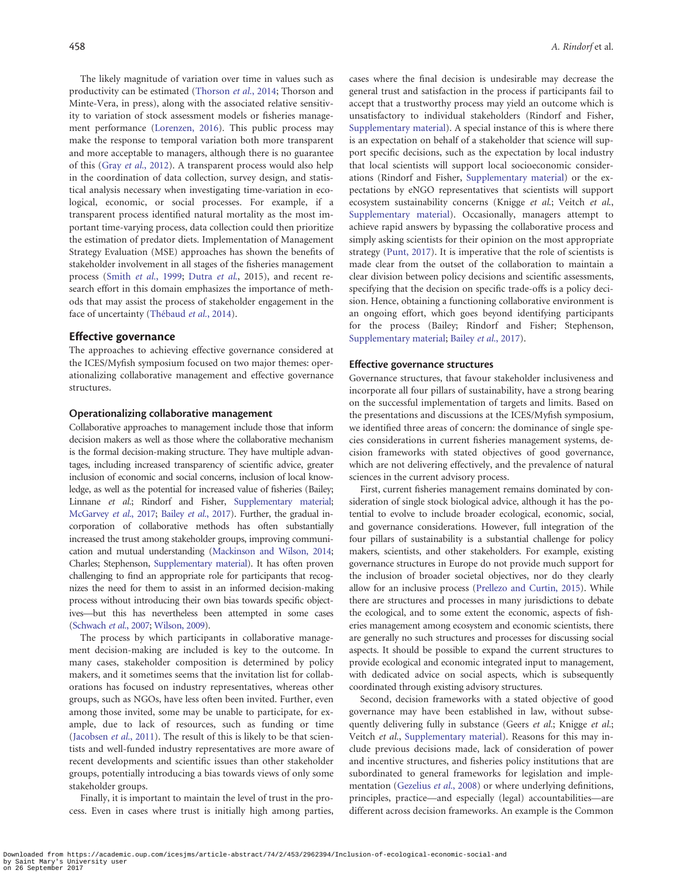The likely magnitude of variation over time in values such as productivity can be estimated (Thorson *et al.*, 2014; Thorson and Minte-Vera, in press), along with the associated relative sensitivity to variation of stock assessment models or fisheries management performance (Lorenzen, 2016). This public process may make the response to temporal variation both more transparent and more acceptable to managers, although there is no guarantee of this (Gray *et al.*, 2012). A transparent process would also help in the coordination of data collection, survey design, and statistical analysis necessary when investigating time-variation in ecological, economic, or social processes. For example, if a transparent process identified natural mortality as the most important time-varying process, data collection could then prioritize the estimation of predator diets. Implementation of Management Strategy Evaluation (MSE) approaches has shown the benefits of stakeholder involvement in all stages of the fisheries management process (Smith *et al.*, 1999; Dutra *et al.*, 2015), and recent research effort in this domain emphasizes the importance of methods that may assist the process of stakeholder engagement in the face of uncertainty (Thébaud *et al.*, 2014).

## Effective governance

The approaches to achieving effective governance considered at the ICES/Myfish symposium focused on two major themes: operationalizing collaborative management and effective governance structures.

### Operationalizing collaborative management

Collaborative approaches to management include those that inform decision makers as well as those where the collaborative mechanism is the formal decision-making structure. They have multiple advantages, including increased transparency of scientific advice, greater inclusion of economic and social concerns, inclusion of local knowledge, as well as the potential for increased value of fisheries (Bailey; Linnane *et al.*; Rindorf and Fisher, Supplementary material; McGarvey *et al.*, 2017; Bailey *et al.*, 2017). Further, the gradual incorporation of collaborative methods has often substantially increased the trust among stakeholder groups, improving communication and mutual understanding (Mackinson and Wilson, 2014; Charles; Stephenson, Supplementary material). It has often proven challenging to find an appropriate role for participants that recognizes the need for them to assist in an informed decision-making process without introducing their own bias towards specific objectives—but this has nevertheless been attempted in some cases (Schwach *et al.*, 2007; Wilson, 2009).

The process by which participants in collaborative management decision-making are included is key to the outcome. In many cases, stakeholder composition is determined by policy makers, and it sometimes seems that the invitation list for collaborations has focused on industry representatives, whereas other groups, such as NGOs, have less often been invited. Further, even among those invited, some may be unable to participate, for example, due to lack of resources, such as funding or time (Jacobsen *et al.*, 2011). The result of this is likely to be that scientists and well-funded industry representatives are more aware of recent developments and scientific issues than other stakeholder groups, potentially introducing a bias towards views of only some stakeholder groups.

Finally, it is important to maintain the level of trust in the process. Even in cases where trust is initially high among parties, cases where the final decision is undesirable may decrease the general trust and satisfaction in the process if participants fail to accept that a trustworthy process may yield an outcome which is unsatisfactory to individual stakeholders (Rindorf and Fisher, Supplementary material). A special instance of this is where there is an expectation on behalf of a stakeholder that science will support specific decisions, such as the expectation by local industry that local scientists will support local socioeconomic considerations (Rindorf and Fisher, Supplementary material) or the expectations by eNGO representatives that scientists will support ecosystem sustainability concerns (Knigge *et al.*; Veitch *et al.*, Supplementary material). Occasionally, managers attempt to achieve rapid answers by bypassing the collaborative process and simply asking scientists for their opinion on the most appropriate strategy (Punt, 2017). It is imperative that the role of scientists is made clear from the outset of the collaboration to maintain a clear division between policy decisions and scientific assessments, specifying that the decision on specific trade-offs is a policy decision. Hence, obtaining a functioning collaborative environment is an ongoing effort, which goes beyond identifying participants for the process (Bailey; Rindorf and Fisher; Stephenson, Supplementary material; Bailey *et al.*, 2017).

### Effective governance structures

Governance structures, that favour stakeholder inclusiveness and incorporate all four pillars of sustainability, have a strong bearing on the successful implementation of targets and limits. Based on the presentations and discussions at the ICES/Myfish symposium, we identified three areas of concern: the dominance of single species considerations in current fisheries management systems, decision frameworks with stated objectives of good governance, which are not delivering effectively, and the prevalence of natural sciences in the current advisory process.

First, current fisheries management remains dominated by consideration of single stock biological advice, although it has the potential to evolve to include broader ecological, economic, social, and governance considerations. However, full integration of the four pillars of sustainability is a substantial challenge for policy makers, scientists, and other stakeholders. For example, existing governance structures in Europe do not provide much support for the inclusion of broader societal objectives, nor do they clearly allow for an inclusive process (Prellezo and Curtin, 2015). While there are structures and processes in many jurisdictions to debate the ecological, and to some extent the economic, aspects of fisheries management among ecosystem and economic scientists, there are generally no such structures and processes for discussing social aspects. It should be possible to expand the current structures to provide ecological and economic integrated input to management, with dedicated advice on social aspects, which is subsequently coordinated through existing advisory structures.

Second, decision frameworks with a stated objective of good governance may have been established in law, without subsequently delivering fully in substance (Geers *et al.*; Knigge *et al.*; Veitch *et al.*, Supplementary material). Reasons for this may include previous decisions made, lack of consideration of power and incentive structures, and fisheries policy institutions that are subordinated to general frameworks for legislation and implementation (Gezelius *et al.*, 2008) or where underlying definitions, principles, practice—and especially (legal) accountabilities—are different across decision frameworks. An example is the Common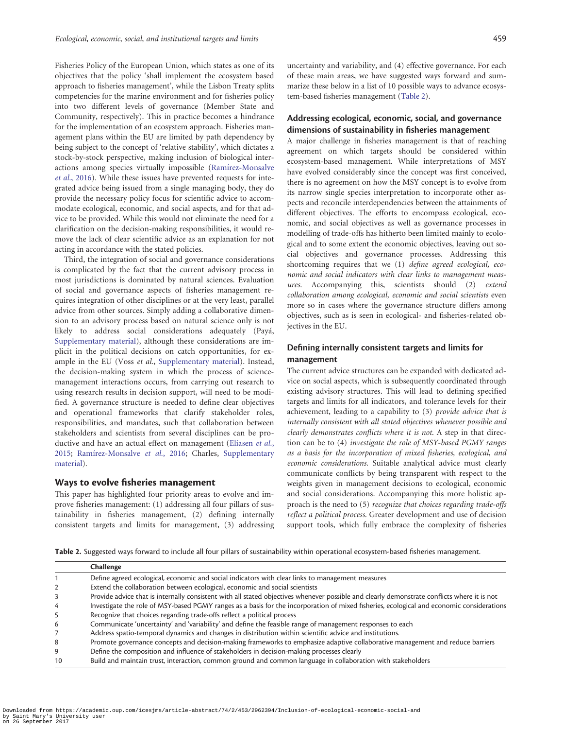Fisheries Policy of the European Union, which states as one of its objectives that the policy 'shall implement the ecosystem based approach to fisheries management', while the Lisbon Treaty splits competencies for the marine environment and for fisheries policy into two different levels of governance (Member State and Community, respectively). This in practice becomes a hindrance for the implementation of an ecosystem approach. Fisheries management plans within the EU are limited by path dependency by being subject to the concept of 'relative stability', which dictates a stock-by-stock perspective, making inclusion of biological interactions among species virtually impossible (Ramírez-Monsalve *et al.*, 2016). While these issues have prevented requests for integrated advice being issued from a single managing body, they do provide the necessary policy focus for scientific advice to accommodate ecological, economic, and social aspects, and for that advice to be provided. While this would not eliminate the need for a clarification on the decision-making responsibilities, it would remove the lack of clear scientific advice as an explanation for not acting in accordance with the stated policies.

Third, the integration of social and governance considerations is complicated by the fact that the current advisory process in most jurisdictions is dominated by natural sciences. Evaluation of social and governance aspects of fisheries management requires integration of other disciplines or at the very least, parallel advice from other sources. Simply adding a collaborative dimension to an advisory process based on natural science only is not likely to address social considerations adequately (Payá, Supplementary material), although these considerations are implicit in the political decisions on catch opportunities, for example in the EU (Voss *et al.*, Supplementary material). Instead, the decision-making system in which the process of science-management interactions occurs, from carrying out research to using research results in decision support, will need to be modified. A governance structure is needed to define clear objectives and operational frameworks that clarify stakeholder roles, responsibilities, and mandates, such that collaboration between stakeholders and scientists from several disciplines can be productive and have an actual effect on management (Eliasen *et al.*, 2015; Ramírez-Monsalve *et al.*, 2016; Charles, Supplementary material).

## Ways to evolve fisheries management

This paper has highlighted four priority areas to evolve and improve fisheries management: (1) addressing all four pillars of sustainability in fisheries management, (2) defining internally consistent targets and limits for management, (3) addressing uncertainty and variability, and (4) effective governance. For each of these main areas, we have suggested ways forward and summarize these below in a list of 10 possible ways to advance ecosystem-based fisheries management (Table 2).

### Addressing ecological, economic, social, and governance dimensions of sustainability in fisheries management

A major challenge in fisheries management is that of reaching agreement on which targets should be considered within ecosystem-based management. While interpretations of MSY have evolved considerably since the concept was first conceived, there is no agreement on how the MSY concept is to evolve from its narrow single species interpretation to incorporate other aspects and reconcile interdependencies between the attainments of different objectives. The efforts to encompass ecological, economic, and social objectives as well as governance processes in modelling of trade-offs has hitherto been limited mainly to ecological and to some extent the economic objectives, leaving out social objectives and governance processes. Addressing this shortcoming requires that we (1) *define agreed ecological, economic and social indicators with clear links to management measures*. Accompanying this, scientists should (2) *extend collaboration among ecological, economic and social scientists* even more so in cases where the governance structure differs among objectives, such as is seen in ecological- and fisheries-related objectives in the EU.

### Defining internally consistent targets and limits for management

The current advice structures can be expanded with dedicated advice on social aspects, which is subsequently coordinated through existing advisory structures. This will lead to defining specified targets and limits for all indicators, and tolerance levels for their achievement, leading to a capability to (3) *provide advice that is internally consistent with all stated objectives whenever possible and clearly demonstrates conflicts where it is not*. A step in that direction can be to (4) *investigate the role of MSY-based PGMY ranges as a basis for the incorporation of mixed fisheries, ecological, and economic considerations*. Suitable analytical advice must clearly communicate conflicts by being transparent with respect to the weights given in management decisions to ecological, economic and social considerations. Accompanying this more holistic approach is the need to (5) *recognize that choices regarding trade-offs reflect a political process*. Greater development and use of decision support tools, which fully embrace the complexity of fisheries

**Table 2.** Suggested ways forward to include all four pillars of sustainability within operational ecosystem-based fisheries management.

| | Challenge |
|---|---|
| 1 | Define agreed ecological, economic and social indicators with clear links to management measures |
| 2 | Extend the collaboration between ecological, economic and social scientists |
| 3 | Provide advice that is internally consistent with all stated objectives whenever possible and clearly demonstrate conflicts where it is not |
| 4 | Investigate the role of MSY-based PGMY ranges as a basis for the incorporation of mixed fisheries, ecological and economic considerations |
| 5 | Recognize that choices regarding trade-offs reflect a political process |
| 6 | Communicate 'uncertainty' and 'variability' and define the feasible range of management responses to each |
| 7 | Address spatio-temporal dynamics and changes in distribution within scientific advice and institutions. |
| 8 | Promote governance concepts and decision-making frameworks to emphasize adaptive collaborative management and reduce barriers |
| 9 | Define the composition and influence of stakeholders in decision-making processes clearly |
| 10 | Build and maintain trust, interaction, common ground and common language in collaboration with stakeholders |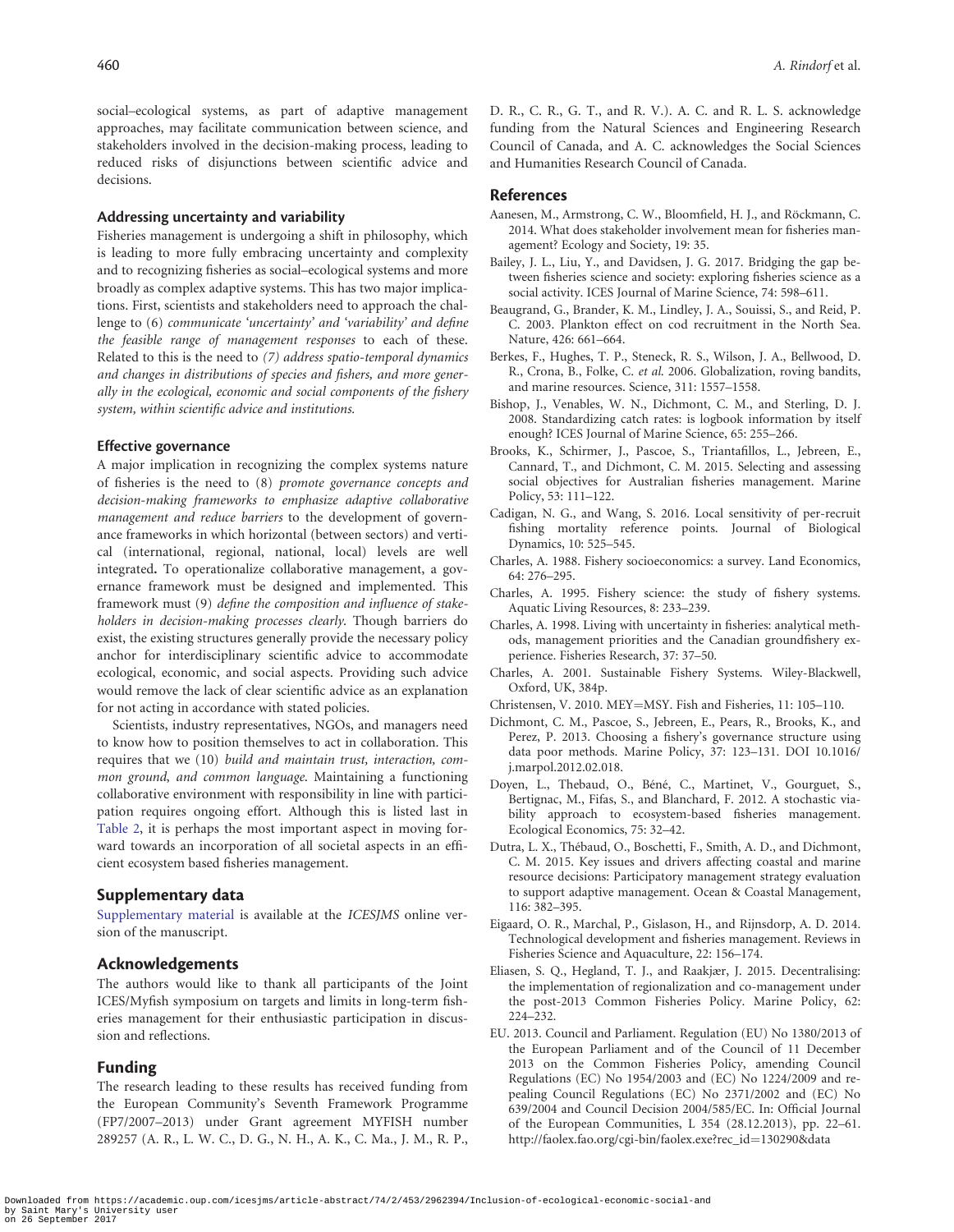social–ecological systems, as part of adaptive management approaches, may facilitate communication between science, and stakeholders involved in the decision-making process, leading to reduced risks of disjunctions between scientific advice and decisions.

### Addressing uncertainty and variability

Fisheries management is undergoing a shift in philosophy, which is leading to more fully embracing uncertainty and complexity and to recognizing fisheries as social–ecological systems and more broadly as complex adaptive systems. This has two major implications. First, scientists and stakeholders need to approach the challenge to (6) *communicate 'uncertainty' and 'variability' and define the feasible range of management responses* to each of these. Related to this is the need to *(7) address spatio-temporal dynamics and changes in distributions of species and fishers, and more generally in the ecological, economic and social components of the fishery system, within scientific advice and institutions.*

### Effective governance

A major implication in recognizing the complex systems nature of fisheries is the need to (8) *promote governance concepts and decision-making frameworks to emphasize adaptive collaborative management and reduce barriers* to the development of governance frameworks in which horizontal (between sectors) and vertical (international, regional, national, local) levels are well integrated**.** To operationalize collaborative management, a governance framework must be designed and implemented. This framework must (9) *define the composition and influence of stakeholders in decision-making processes clearly.* Though barriers do exist, the existing structures generally provide the necessary policy anchor for interdisciplinary scientific advice to accommodate ecological, economic, and social aspects. Providing such advice would remove the lack of clear scientific advice as an explanation for not acting in accordance with stated policies.

Scientists, industry representatives, NGOs, and managers need to know how to position themselves to act in collaboration. This requires that we (10) *build and maintain trust, interaction, common ground, and common language.* Maintaining a functioning collaborative environment with responsibility in line with participation requires ongoing effort. Although this is listed last in Table 2, it is perhaps the most important aspect in moving forward towards an incorporation of all societal aspects in an efficient ecosystem based fisheries management.

## Supplementary data

Supplementary material is available at the *ICESJMS* online version of the manuscript.

## Acknowledgements

The authors would like to thank all participants of the Joint ICES/Myfish symposium on targets and limits in long-term fisheries management for their enthusiastic participation in discussion and reflections.

## Funding

The research leading to these results has received funding from the European Community's Seventh Framework Programme (FP7/2007–2013) under Grant agreement MYFISH number 289257 (A. R., L. W. C., D. G., N. H., A. K., C. Ma., J. M., R. P., D. R., C. R., G. T., and R. V.). A. C. and R. L. S. acknowledge funding from the Natural Sciences and Engineering Research Council of Canada, and A. C. acknowledges the Social Sciences and Humanities Research Council of Canada.

## References

Aanesen, M., Armstrong, C. W., Bloomfield, H. J., and Röckmann, C. 2014. What does stakeholder involvement mean for fisheries management? Ecology and Society, 19: 35.

Bailey, J. L., Liu, Y., and Davidsen, J. G. 2017. Bridging the gap between fisheries science and society: exploring fisheries science as a social activity. ICES Journal of Marine Science, 74: 598–611.

Beaugrand, G., Brander, K. M., Lindley, J. A., Souissi, S., and Reid, P. C. 2003. Plankton effect on cod recruitment in the North Sea. Nature, 426: 661–664.

Berkes, F., Hughes, T. P., Steneck, R. S., Wilson, J. A., Bellwood, D. R., Crona, B., Folke, C. *et al*. 2006. Globalization, roving bandits, and marine resources. Science, 311: 1557–1558.

Bishop, J., Venables, W. N., Dichmont, C. M., and Sterling, D. J. 2008. Standardizing catch rates: is logbook information by itself enough? ICES Journal of Marine Science, 65: 255–266.

Brooks, K., Schirmer, J., Pascoe, S., Triantafillos, L., Jebreen, E., Cannard, T., and Dichmont, C. M. 2015. Selecting and assessing social objectives for Australian fisheries management. Marine Policy, 53: 111–122.

Cadigan, N. G., and Wang, S. 2016. Local sensitivity of per-recruit fishing mortality reference points. Journal of Biological Dynamics, 10: 525–545.

Charles, A. 1988. Fishery socioeconomics: a survey. Land Economics, 64: 276–295.

Charles, A. 1995. Fishery science: the study of fishery systems. Aquatic Living Resources, 8: 233–239.

Charles, A. 1998. Living with uncertainty in fisheries: analytical methods, management priorities and the Canadian groundfishery experience. Fisheries Research, 37: 37–50.

Charles, A. 2001. Sustainable Fishery Systems. Wiley-Blackwell, Oxford, UK, 384p.

Christensen, V. 2010. MEY=MSY. Fish and Fisheries, 11: 105–110.

Dichmont, C. M., Pascoe, S., Jebreen, E., Pears, R., Brooks, K., and Perez, P. 2013. Choosing a fishery's governance structure using data poor methods. Marine Policy, 37: 123–131. DOI 10.1016/j.marpol.2012.02.018.

Doyen, L., Thebaud, O., Béné, C., Martinet, V., Gourguet, S., Bertignac, M., Fifas, S., and Blanchard, F. 2012. A stochastic viability approach to ecosystem-based fisheries management. Ecological Economics, 75: 32–42.

Dutra, L. X., Thébaud, O., Boschetti, F., Smith, A. D., and Dichmont, C. M. 2015. Key issues and drivers affecting coastal and marine resource decisions: Participatory management strategy evaluation to support adaptive management. Ocean & Coastal Management, 116: 382–395.

Eigaard, O. R., Marchal, P., Gislason, H., and Rijnsdorp, A. D. 2014. Technological development and fisheries management. Reviews in Fisheries Science and Aquaculture, 22: 156–174.

Eliasen, S. Q., Hegland, T. J., and Raakjær, J. 2015. Decentralising: the implementation of regionalization and co-management under the post-2013 Common Fisheries Policy. Marine Policy, 62: 224–232.

EU. 2013. Council and Parliament. Regulation (EU) No 1380/2013 of the European Parliament and of the Council of 11 December 2013 on the Common Fisheries Policy, amending Council Regulations (EC) No 1954/2003 and (EC) No 1224/2009 and repealing Council Regulations (EC) No 2371/2002 and (EC) No 639/2004 and Council Decision 2004/585/EC. In: Official Journal of the European Communities, L 354 (28.12.2013), pp. 22–61. http://faolex.fao.org/cgi-bin/faolex.exe?rec_id=130290&data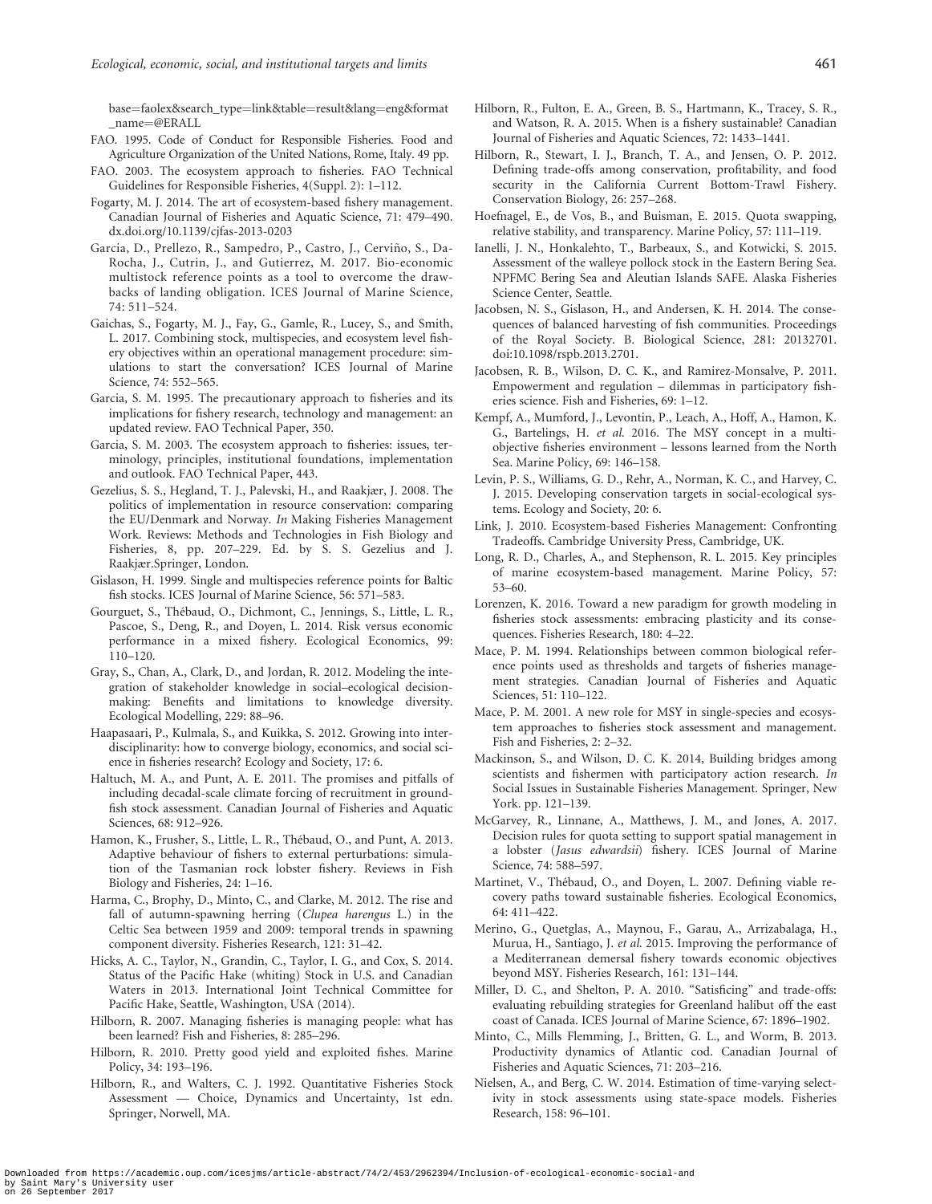base=faolex&search_type=link&table=result&lang=eng&format_name=@ERALL

FAO. 1995. Code of Conduct for Responsible Fisheries. Food and Agriculture Organization of the United Nations, Rome, Italy. 49 pp.

FAO. 2003. The ecosystem approach to fisheries. FAO Technical Guidelines for Responsible Fisheries, 4(Suppl. 2): 1–112.

Fogarty, M. J. 2014. The art of ecosystem-based fishery management. Canadian Journal of Fisheries and Aquatic Science, 71: 479–490. dx.doi.org/10.1139/cjfas-2013-0203

Garcia, D., Prellezo, R., Sampedro, P., Castro, J., Cerviño, S., Da-Rocha, J., Cutrin, J., and Gutierrez, M. 2017. Bio-economic multistock reference points as a tool to overcome the drawbacks of landing obligation. ICES Journal of Marine Science, 74: 511–524.

Gaichas, S., Fogarty, M. J., Fay, G., Gamle, R., Lucey, S., and Smith, L. 2017. Combining stock, multispecies, and ecosystem level fishery objectives within an operational management procedure: simulations to start the conversation? ICES Journal of Marine Science, 74: 552–565.

Garcia, S. M. 1995. The precautionary approach to fisheries and its implications for fishery research, technology and management: an updated review. FAO Technical Paper, 350.

Garcia, S. M. 2003. The ecosystem approach to fisheries: issues, terminology, principles, institutional foundations, implementation and outlook. FAO Technical Paper, 443.

Gezelius, S. S., Hegland, T. J., Palevski, H., and Raakjær, J. 2008. The politics of implementation in resource conservation: comparing the EU/Denmark and Norway. *In* Making Fisheries Management Work. Reviews: Methods and Technologies in Fish Biology and Fisheries, 8, pp. 207–229. Ed. by S. S. Gezelius and J. Raakjær.Springer, London.

Gislason, H. 1999. Single and multispecies reference points for Baltic fish stocks. ICES Journal of Marine Science, 56: 571–583.

Gourguet, S., Thébaud, O., Dichmont, C., Jennings, S., Little, L. R., Pascoe, S., Deng, R., and Doyen, L. 2014. Risk versus economic performance in a mixed fishery. Ecological Economics, 99: 110–120.

Gray, S., Chan, A., Clark, D., and Jordan, R. 2012. Modeling the integration of stakeholder knowledge in social–ecological decision-making: Benefits and limitations to knowledge diversity. Ecological Modelling, 229: 88–96.

Haapasaari, P., Kulmala, S., and Kuikka, S. 2012. Growing into interdisciplinarity: how to converge biology, economics, and social science in fisheries research? Ecology and Society, 17: 6.

Haltuch, M. A., and Punt, A. E. 2011. The promises and pitfalls of including decadal-scale climate forcing of recruitment in groundfish stock assessment. Canadian Journal of Fisheries and Aquatic Sciences, 68: 912–926.

Hamon, K., Frusher, S., Little, L. R., Thébaud, O., and Punt, A. 2013. Adaptive behaviour of fishers to external perturbations: simulation of the Tasmanian rock lobster fishery. Reviews in Fish Biology and Fisheries, 24: 1–16.

Harma, C., Brophy, D., Minto, C., and Clarke, M. 2012. The rise and fall of autumn-spawning herring (*Clupea harengus* L.) in the Celtic Sea between 1959 and 2009: temporal trends in spawning component diversity. Fisheries Research, 121: 31–42.

Hicks, A. C., Taylor, N., Grandin, C., Taylor, I. G., and Cox, S. 2014. Status of the Pacific Hake (whiting) Stock in U.S. and Canadian Waters in 2013. International Joint Technical Committee for Pacific Hake, Seattle, Washington, USA (2014).

Hilborn, R. 2007. Managing fisheries is managing people: what has been learned? Fish and Fisheries, 8: 285–296.

Hilborn, R. 2010. Pretty good yield and exploited fishes. Marine Policy, 34: 193–196.

Hilborn, R., and Walters, C. J. 1992. Quantitative Fisheries Stock Assessment — Choice, Dynamics and Uncertainty, 1st edn. Springer, Norwell, MA.

Hilborn, R., Fulton, E. A., Green, B. S., Hartmann, K., Tracey, S. R., and Watson, R. A. 2015. When is a fishery sustainable? Canadian Journal of Fisheries and Aquatic Sciences, 72: 1433–1441.

Hilborn, R., Stewart, I. J., Branch, T. A., and Jensen, O. P. 2012. Defining trade-offs among conservation, profitability, and food security in the California Current Bottom-Trawl Fishery. Conservation Biology, 26: 257–268.

Hoefnagel, E., de Vos, B., and Buisman, E. 2015. Quota swapping, relative stability, and transparency. Marine Policy, 57: 111–119.

Ianelli, J. N., Honkalehto, T., Barbeaux, S., and Kotwicki, S. 2015. Assessment of the walleye pollock stock in the Eastern Bering Sea. NPFMC Bering Sea and Aleutian Islands SAFE. Alaska Fisheries Science Center, Seattle.

Jacobsen, N. S., Gislason, H., and Andersen, K. H. 2014. The consequences of balanced harvesting of fish communities. Proceedings of the Royal Society. B. Biological Science, 281: 20132701. doi:10.1098/rspb.2013.2701.

Jacobsen, R. B., Wilson, D. C. K., and Ramirez-Monsalve, P. 2011. Empowerment and regulation – dilemmas in participatory fisheries science. Fish and Fisheries, 69: 1–12.

Kempf, A., Mumford, J., Levontin, P., Leach, A., Hoff, A., Hamon, K. G., Bartelings, H. *et al.* 2016. The MSY concept in a multi-objective fisheries environment – lessons learned from the North Sea. Marine Policy, 69: 146–158.

Levin, P. S., Williams, G. D., Rehr, A., Norman, K. C., and Harvey, C. J. 2015. Developing conservation targets in social-ecological systems. Ecology and Society, 20: 6.

Link, J. 2010. Ecosystem-based Fisheries Management: Confronting Tradeoffs. Cambridge University Press, Cambridge, UK.

Long, R. D., Charles, A., and Stephenson, R. L. 2015. Key principles of marine ecosystem-based management. Marine Policy, 57: 53–60.

Lorenzen, K. 2016. Toward a new paradigm for growth modeling in fisheries stock assessments: embracing plasticity and its consequences. Fisheries Research, 180: 4–22.

Mace, P. M. 1994. Relationships between common biological reference points used as thresholds and targets of fisheries management strategies. Canadian Journal of Fisheries and Aquatic Sciences, 51: 110–122.

Mace, P. M. 2001. A new role for MSY in single-species and ecosystem approaches to fisheries stock assessment and management. Fish and Fisheries, 2: 2–32.

Mackinson, S., and Wilson, D. C. K. 2014, Building bridges among scientists and fishermen with participatory action research. *In* Social Issues in Sustainable Fisheries Management. Springer, New York. pp. 121–139.

McGarvey, R., Linnane, A., Matthews, J. M., and Jones, A. 2017. Decision rules for quota setting to support spatial management in a lobster (*Jasus edwardsii*) fishery. ICES Journal of Marine Science, 74: 588–597.

Martinet, V., Thébaud, O., and Doyen, L. 2007. Defining viable recovery paths toward sustainable fisheries. Ecological Economics, 64: 411–422.

Merino, G., Quetglas, A., Maynou, F., Garau, A., Arrizabalaga, H., Murua, H., Santiago, J. *et al.* 2015. Improving the performance of a Mediterranean demersal fishery towards economic objectives beyond MSY. Fisheries Research, 161: 131–144.

Miller, D. C., and Shelton, P. A. 2010. "Satisficing" and trade-offs: evaluating rebuilding strategies for Greenland halibut off the east coast of Canada. ICES Journal of Marine Science, 67: 1896–1902.

Minto, C., Mills Flemming, J., Britten, G. L., and Worm, B. 2013. Productivity dynamics of Atlantic cod. Canadian Journal of Fisheries and Aquatic Sciences, 71: 203–216.

Nielsen, A., and Berg, C. W. 2014. Estimation of time-varying selectivity in stock assessments using state-space models. Fisheries Research, 158: 96–101.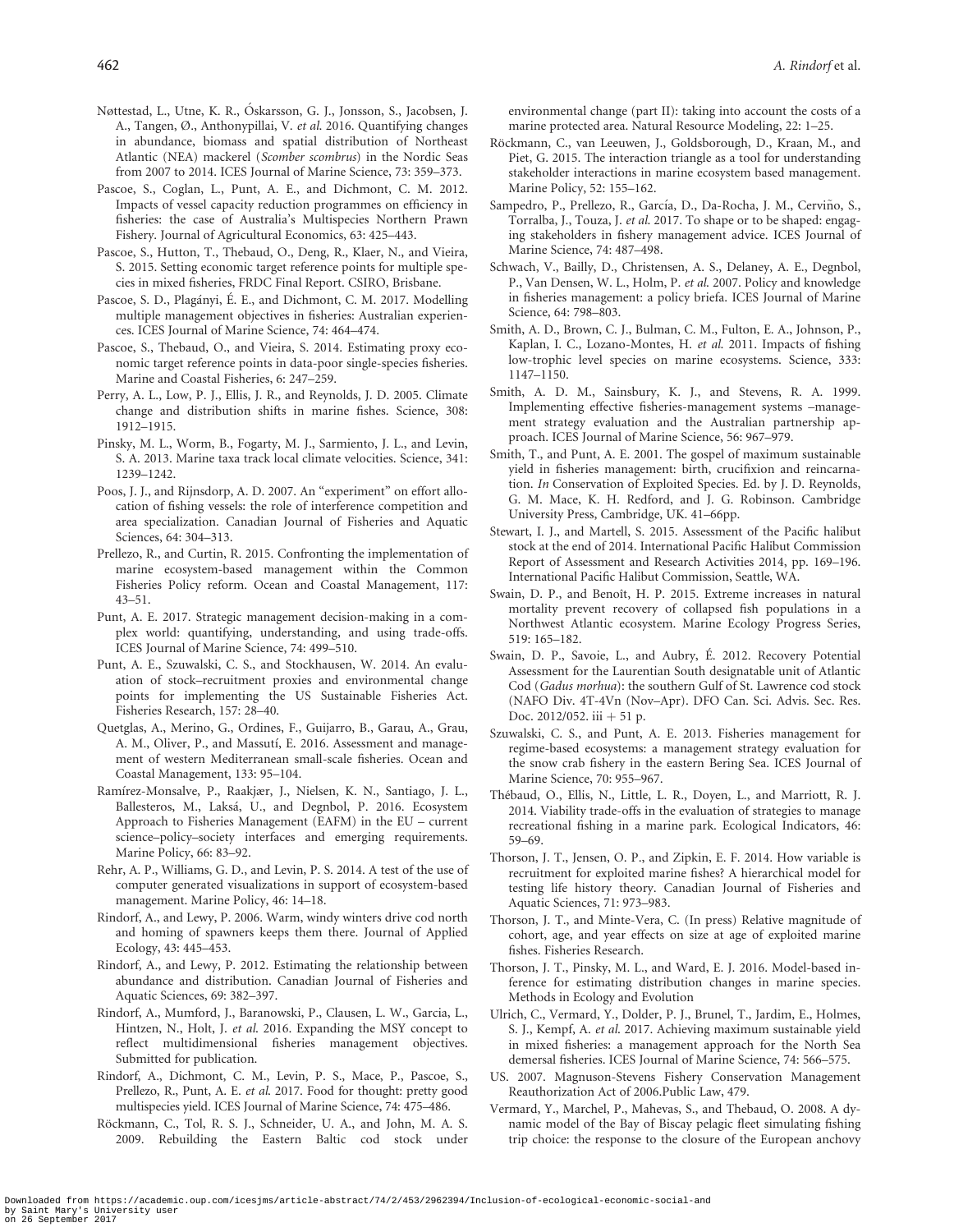Nøttestad, L., Utne, K. R., Óskarsson, G. J., Jonsson, S., Jacobsen, J. A., Tangen, Ø., Anthonypillai, V. *et al.* 2016. Quantifying changes in abundance, biomass and spatial distribution of Northeast Atlantic (NEA) mackerel (*Scomber scombrus*) in the Nordic Seas from 2007 to 2014. ICES Journal of Marine Science, 73: 359–373.

Pascoe, S., Coglan, L., Punt, A. E., and Dichmont, C. M. 2012. Impacts of vessel capacity reduction programmes on efficiency in fisheries: the case of Australia's Multispecies Northern Prawn Fishery. Journal of Agricultural Economics, 63: 425–443.

Pascoe, S., Hutton, T., Thebaud, O., Deng, R., Klaer, N., and Vieira, S. 2015. Setting economic target reference points for multiple species in mixed fisheries, FRDC Final Report. CSIRO, Brisbane.

Pascoe, S. D., Plagányi, É. E., and Dichmont, C. M. 2017. Modelling multiple management objectives in fisheries: Australian experiences. ICES Journal of Marine Science, 74: 464–474.

Pascoe, S., Thebaud, O., and Vieira, S. 2014. Estimating proxy economic target reference points in data-poor single-species fisheries. Marine and Coastal Fisheries, 6: 247–259.

Perry, A. L., Low, P. J., Ellis, J. R., and Reynolds, J. D. 2005. Climate change and distribution shifts in marine fishes. Science, 308: 1912–1915.

Pinsky, M. L., Worm, B., Fogarty, M. J., Sarmiento, J. L., and Levin, S. A. 2013. Marine taxa track local climate velocities. Science, 341: 1239–1242.

Poos, J. J., and Rijnsdorp, A. D. 2007. An "experiment" on effort allocation of fishing vessels: the role of interference competition and area specialization. Canadian Journal of Fisheries and Aquatic Sciences, 64: 304–313.

Prellezo, R., and Curtin, R. 2015. Confronting the implementation of marine ecosystem-based management within the Common Fisheries Policy reform. Ocean and Coastal Management, 117: 43–51.

Punt, A. E. 2017. Strategic management decision-making in a complex world: quantifying, understanding, and using trade-offs. ICES Journal of Marine Science, 74: 499–510.

Punt, A. E., Szuwalski, C. S., and Stockhausen, W. 2014. An evaluation of stock–recruitment proxies and environmental change points for implementing the US Sustainable Fisheries Act. Fisheries Research, 157: 28–40.

Quetglas, A., Merino, G., Ordines, F., Guijarro, B., Garau, A., Grau, A. M., Oliver, P., and Massutí, E. 2016. Assessment and management of western Mediterranean small-scale fisheries. Ocean and Coastal Management, 133: 95–104.

Ramírez-Monsalve, P., Raakjær, J., Nielsen, K. N., Santiago, J. L., Ballesteros, M., Laksá, U., and Degnbol, P. 2016. Ecosystem Approach to Fisheries Management (EAFM) in the EU – current science–policy–society interfaces and emerging requirements. Marine Policy, 66: 83–92.

Rehr, A. P., Williams, G. D., and Levin, P. S. 2014. A test of the use of computer generated visualizations in support of ecosystem-based management. Marine Policy, 46: 14–18.

Rindorf, A., and Lewy, P. 2006. Warm, windy winters drive cod north and homing of spawners keeps them there. Journal of Applied Ecology, 43: 445–453.

Rindorf, A., and Lewy, P. 2012. Estimating the relationship between abundance and distribution. Canadian Journal of Fisheries and Aquatic Sciences, 69: 382–397.

Rindorf, A., Mumford, J., Baranowski, P., Clausen, L. W., Garcia, L., Hintzen, N., Holt, J. *et al.* 2016. Expanding the MSY concept to reflect multidimensional fisheries management objectives. Submitted for publication.

Rindorf, A., Dichmont, C. M., Levin, P. S., Mace, P., Pascoe, S., Prellezo, R., Punt, A. E. *et al.* 2017. Food for thought: pretty good multispecies yield. ICES Journal of Marine Science, 74: 475–486.

Röckmann, C., Tol, R. S. J., Schneider, U. A., and John, M. A. S. 2009. Rebuilding the Eastern Baltic cod stock under environmental change (part II): taking into account the costs of a marine protected area. Natural Resource Modeling, 22: 1–25.

Röckmann, C., van Leeuwen, J., Goldsborough, D., Kraan, M., and Piet, G. 2015. The interaction triangle as a tool for understanding stakeholder interactions in marine ecosystem based management. Marine Policy, 52: 155–162.

Sampedro, P., Prellezo, R., García, D., Da-Rocha, J. M., Cerviño, S., Torralba, J., Touza, J. *et al.* 2017. To shape or to be shaped: engaging stakeholders in fishery management advice. ICES Journal of Marine Science, 74: 487–498.

Schwach, V., Bailly, D., Christensen, A. S., Delaney, A. E., Degnbol, P., Van Densen, W. L., Holm, P. *et al.* 2007. Policy and knowledge in fisheries management: a policy briefa. ICES Journal of Marine Science, 64: 798–803.

Smith, A. D., Brown, C. J., Bulman, C. M., Fulton, E. A., Johnson, P., Kaplan, I. C., Lozano-Montes, H. *et al.* 2011. Impacts of fishing low-trophic level species on marine ecosystems. Science, 333: 1147–1150.

Smith, A. D. M., Sainsbury, K. J., and Stevens, R. A. 1999. Implementing effective fisheries-management systems –management strategy evaluation and the Australian partnership approach. ICES Journal of Marine Science, 56: 967–979.

Smith, T., and Punt, A. E. 2001. The gospel of maximum sustainable yield in fisheries management: birth, crucifixion and reincarnation. *In* Conservation of Exploited Species. Ed. by J. D. Reynolds, G. M. Mace, K. H. Redford, and J. G. Robinson. Cambridge University Press, Cambridge, UK. 41–66pp.

Stewart, I. J., and Martell, S. 2015. Assessment of the Pacific halibut stock at the end of 2014. International Pacific Halibut Commission Report of Assessment and Research Activities 2014, pp. 169–196. International Pacific Halibut Commission, Seattle, WA.

Swain, D. P., and Benoît, H. P. 2015. Extreme increases in natural mortality prevent recovery of collapsed fish populations in a Northwest Atlantic ecosystem. Marine Ecology Progress Series, 519: 165–182.

Swain, D. P., Savoie, L., and Aubry, É. 2012. Recovery Potential Assessment for the Laurentian South designatable unit of Atlantic Cod (*Gadus morhua*): the southern Gulf of St. Lawrence cod stock (NAFO Div. 4T-4Vn (Nov–Apr). DFO Can. Sci. Advis. Sec. Res. Doc. 2012/052. iii + 51 p.

Szuwalski, C. S., and Punt, A. E. 2013. Fisheries management for regime-based ecosystems: a management strategy evaluation for the snow crab fishery in the eastern Bering Sea. ICES Journal of Marine Science, 70: 955–967.

Thébaud, O., Ellis, N., Little, L. R., Doyen, L., and Marriott, R. J. 2014. Viability trade-offs in the evaluation of strategies to manage recreational fishing in a marine park. Ecological Indicators, 46: 59–69.

Thorson, J. T., Jensen, O. P., and Zipkin, E. F. 2014. How variable is recruitment for exploited marine fishes? A hierarchical model for testing life history theory. Canadian Journal of Fisheries and Aquatic Sciences, 71: 973–983.

Thorson, J. T., and Minte-Vera, C. (In press) Relative magnitude of cohort, age, and year effects on size at age of exploited marine fishes. Fisheries Research.

Thorson, J. T., Pinsky, M. L., and Ward, E. J. 2016. Model-based inference for estimating distribution changes in marine species. Methods in Ecology and Evolution

Ulrich, C., Vermard, Y., Dolder, P. J., Brunel, T., Jardim, E., Holmes, S. J., Kempf, A. *et al.* 2017. Achieving maximum sustainable yield in mixed fisheries: a management approach for the North Sea demersal fisheries. ICES Journal of Marine Science, 74: 566–575.

US. 2007. Magnuson-Stevens Fishery Conservation Management Reauthorization Act of 2006.Public Law, 479.

Vermard, Y., Marchel, P., Mahevas, S., and Thebaud, O. 2008. A dynamic model of the Bay of Biscay pelagic fleet simulating fishing trip choice: the response to the closure of the European anchovy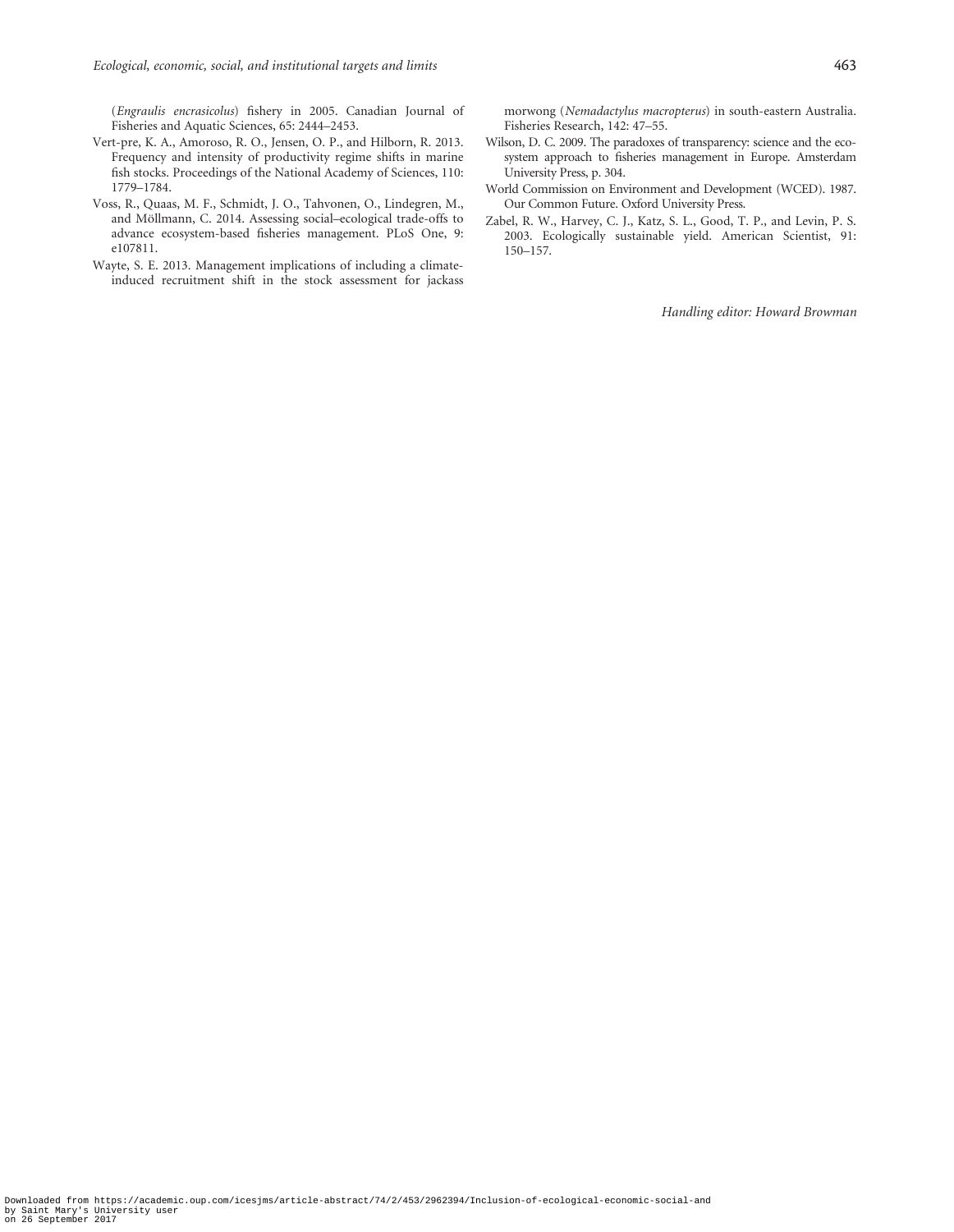(*Engraulis encrasicolus*) fishery in 2005. Canadian Journal of Fisheries and Aquatic Sciences, 65: 2444–2453.

Vert-pre, K. A., Amoroso, R. O., Jensen, O. P., and Hilborn, R. 2013. Frequency and intensity of productivity regime shifts in marine fish stocks. Proceedings of the National Academy of Sciences, 110: 1779–1784.

Voss, R., Quaas, M. F., Schmidt, J. O., Tahvonen, O., Lindegren, M., and Möllmann, C. 2014. Assessing social–ecological trade-offs to advance ecosystem-based fisheries management. PLoS One, 9: e107811.

Wayte, S. E. 2013. Management implications of including a climate-induced recruitment shift in the stock assessment for jackass morwong (*Nemadactylus macropterus*) in south-eastern Australia. Fisheries Research, 142: 47–55.

Wilson, D. C. 2009. The paradoxes of transparency: science and the ecosystem approach to fisheries management in Europe. Amsterdam University Press, p. 304.

World Commission on Environment and Development (WCED). 1987. Our Common Future. Oxford University Press.

Zabel, R. W., Harvey, C. J., Katz, S. L., Good, T. P., and Levin, P. S. 2003. Ecologically sustainable yield. American Scientist, 91: 150–157.

*Handling editor: Howard Browman*